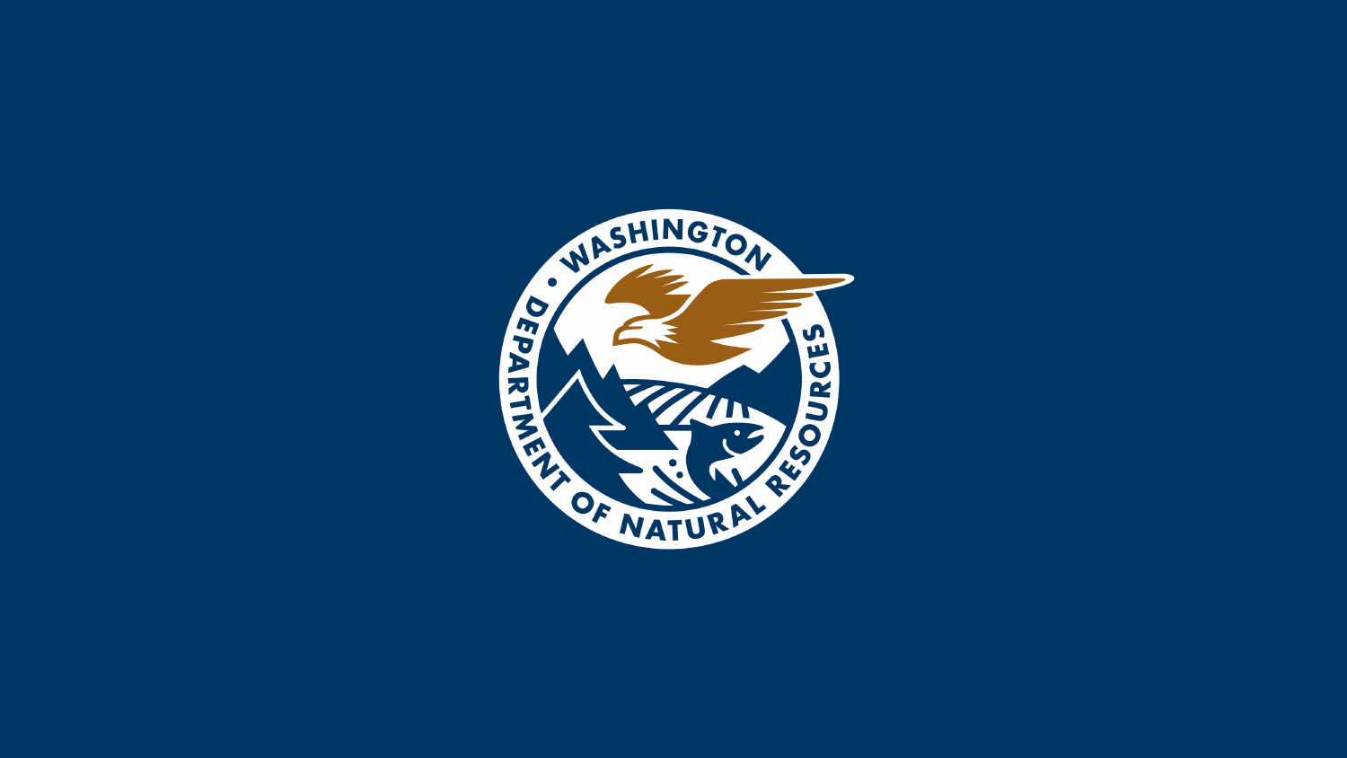WASHINGTON · DEPARTMENT OF NATURAL RESOURCES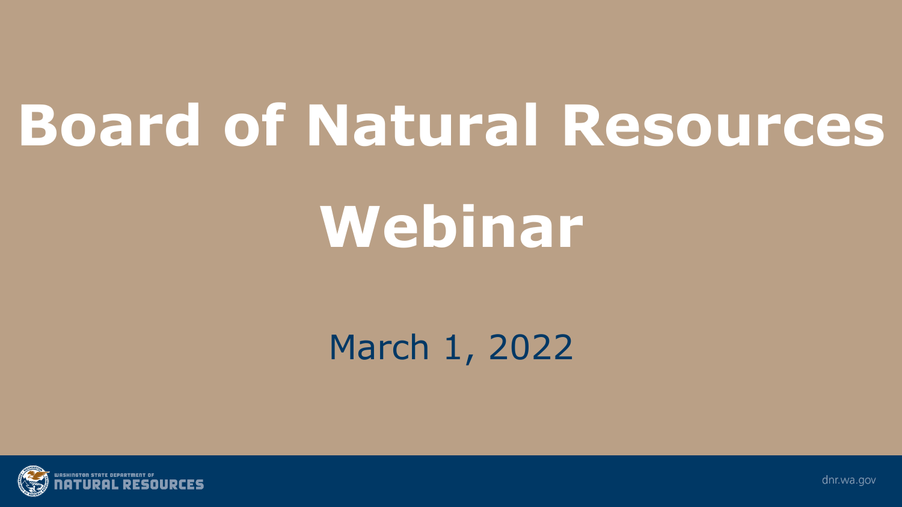# Board of Natural Resources Webinar

March 1, 2022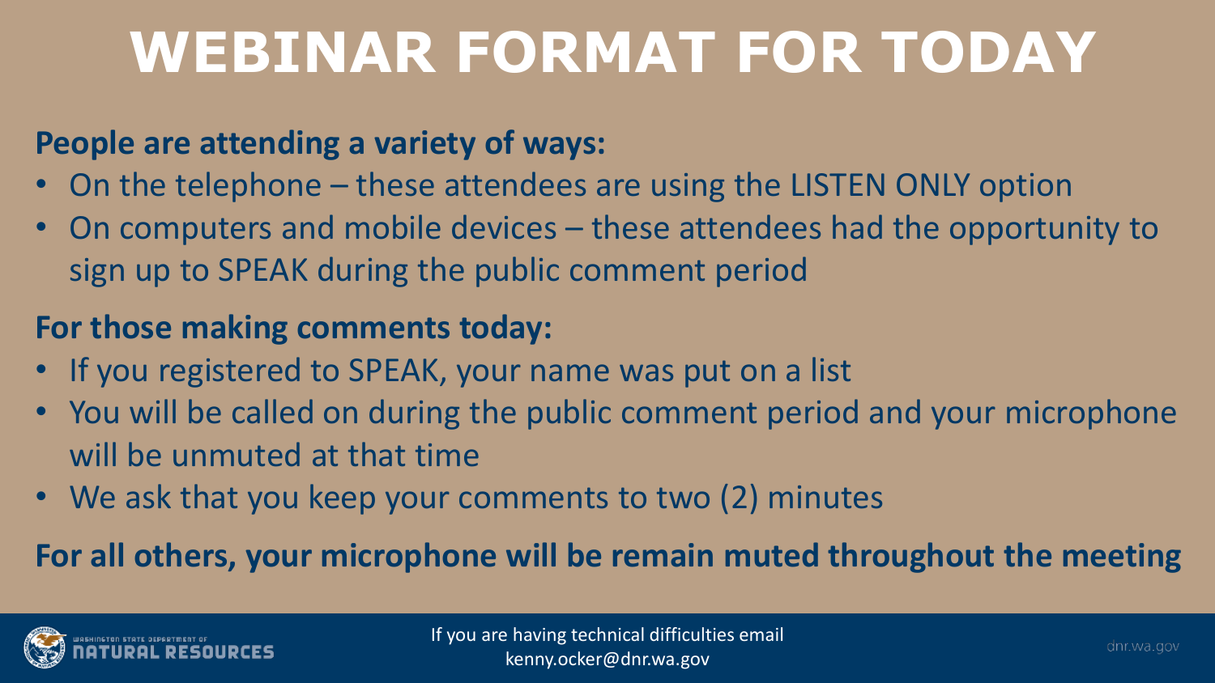# WEBINAR FORMAT FOR TODAY

**People are attending a variety of ways:**

- On the telephone – these attendees are using the LISTEN ONLY option
- On computers and mobile devices – these attendees had the opportunity to sign up to SPEAK during the public comment period

**For those making comments today:**

- If you registered to SPEAK, your name was put on a list
- You will be called on during the public comment period and your microphone will be unmuted at that time
- We ask that you keep your comments to two (2) minutes

**For all others, your microphone will be remain muted throughout the meeting**

If you are having technical difficulties email kenny.ocker@dnr.wa.gov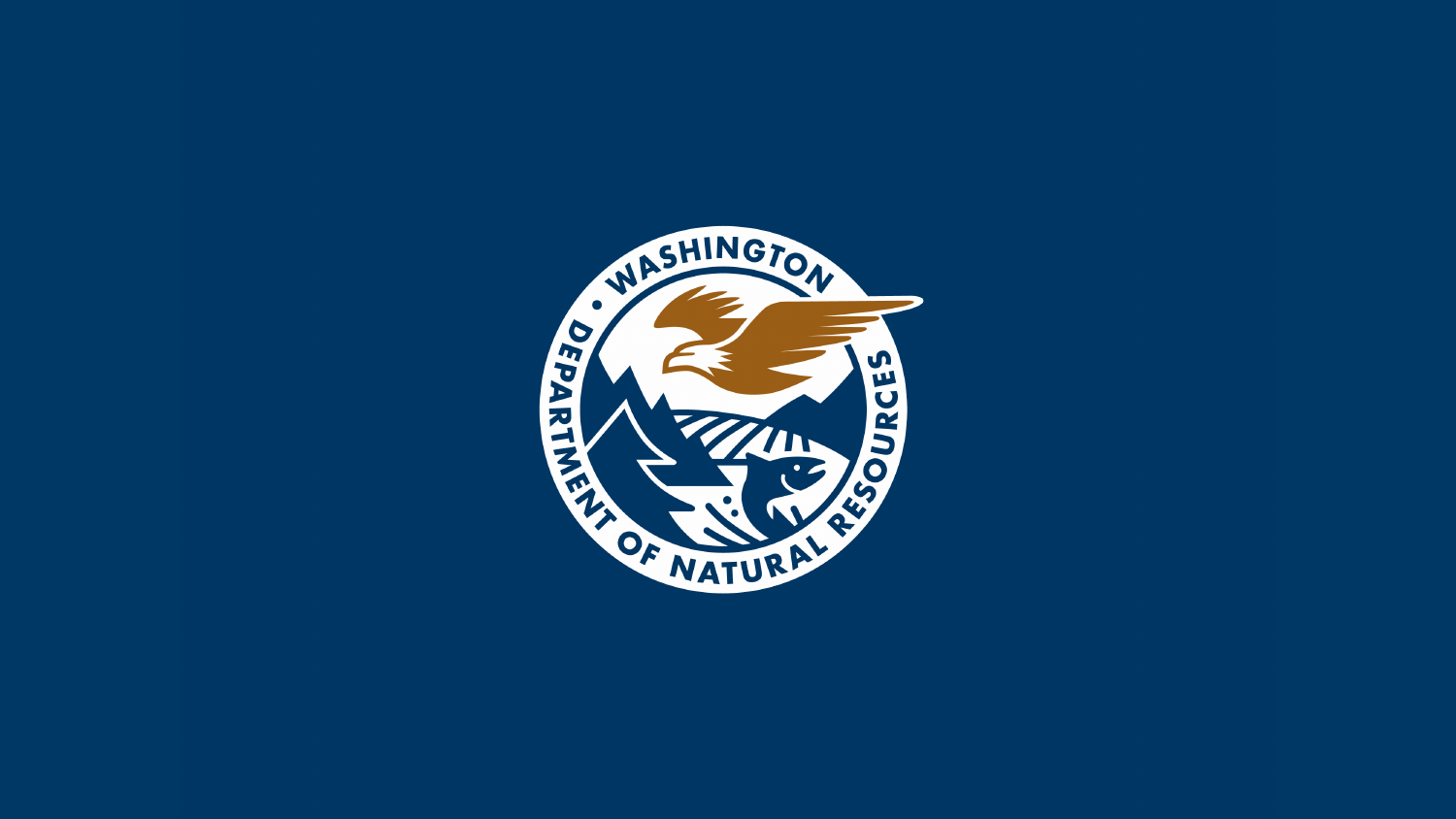WASHINGTON • DEPARTMENT OF NATURAL RESOURCES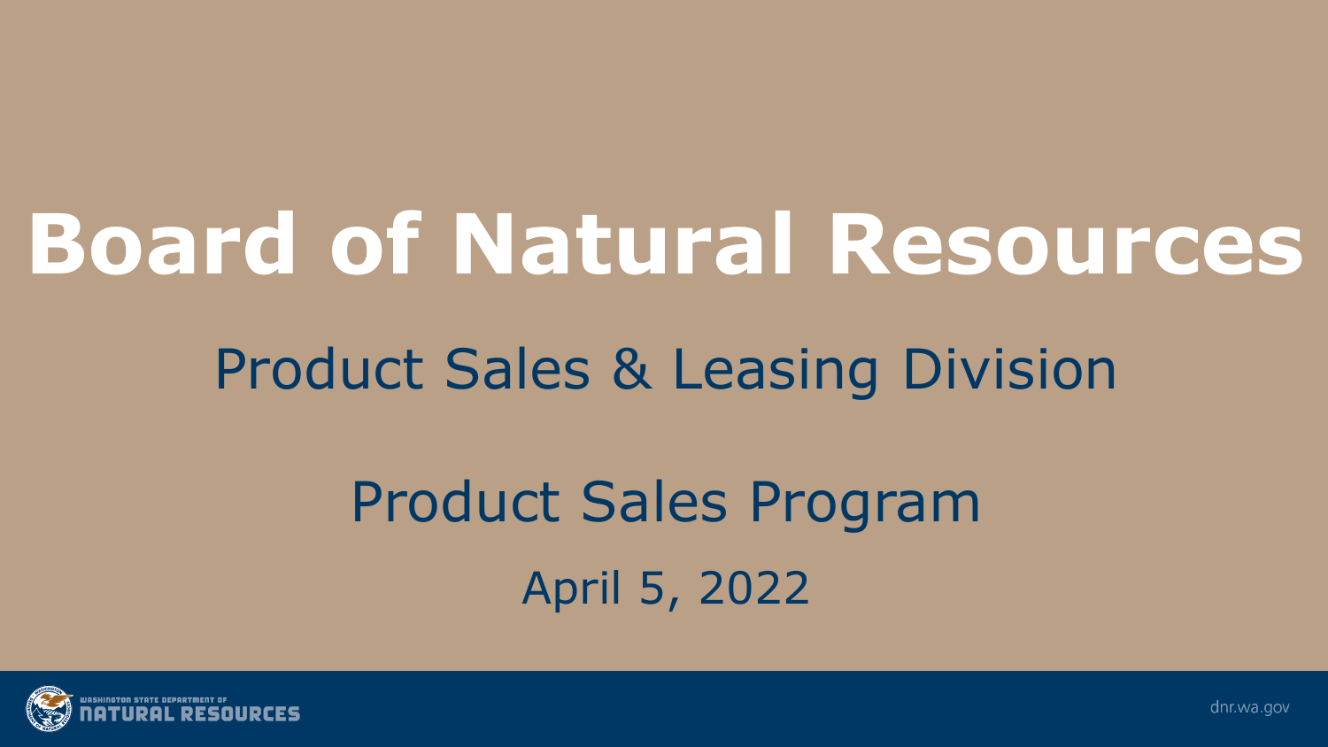# Board of Natural Resources

## Product Sales & Leasing Division

## Product Sales Program

April 5, 2022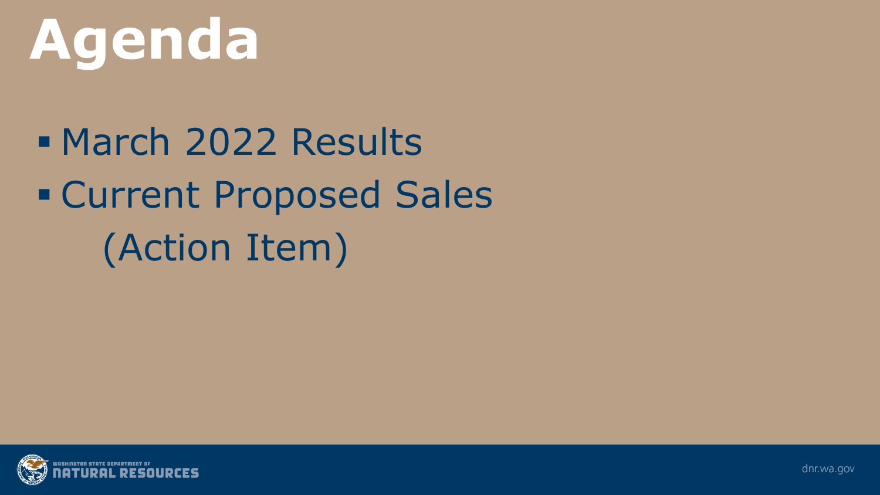# Agenda

- March 2022 Results
- Current Proposed Sales
  (Action Item)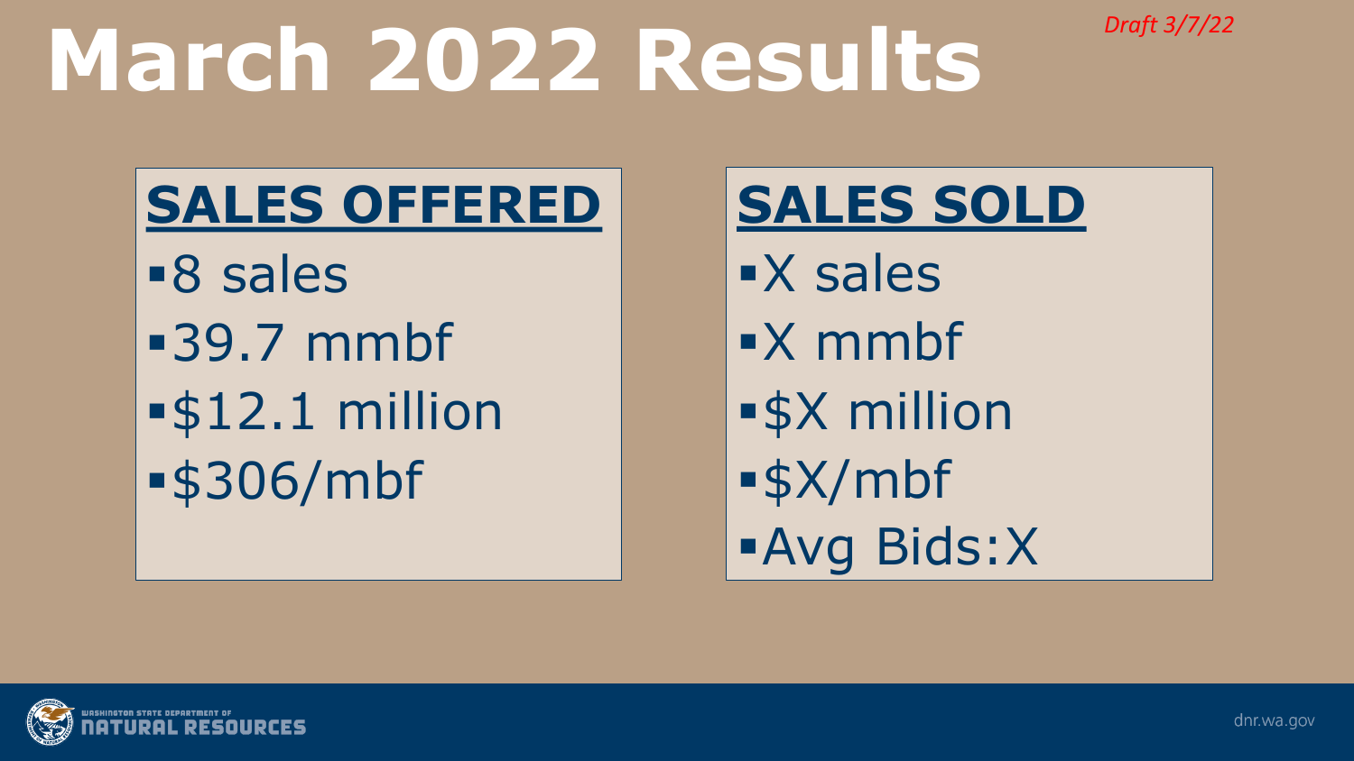*Draft 3/7/22*

# March 2022 Results

## SALES OFFERED

- 8 sales
- 39.7 mmbf
- $12.1 million
- $306/mbf

## SALES SOLD

- X sales
- X mmbf
- $X million
- $X/mbf
- Avg Bids:X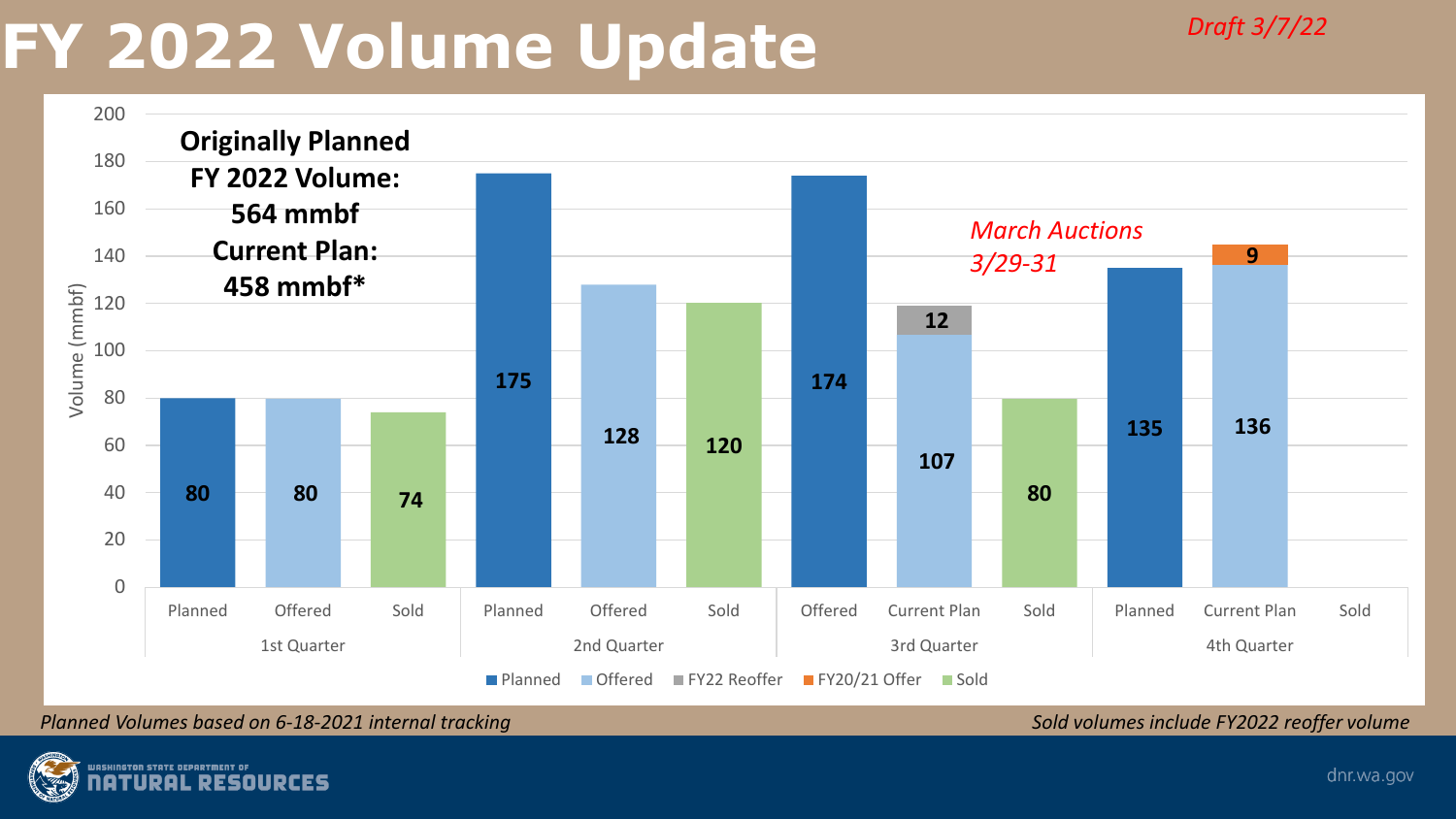# FY 2022 Volume Update

*Draft 3/7/22*

**Originally Planned FY 2022 Volume: 564 mmbf**

**Current Plan: 458 mmbf***

*March Auctions 3/29-31*

| Quarter | Category | Planned | Offered | FY22 Reoffer | FY20/21 Offer | Sold |
|---|---|---|---|---|---|---|
| 1st Quarter | Planned | 80 | | | | |
| | Offered | | 80 | | | |
| | Sold | | | | | 74 |
| 2nd Quarter | Planned | 175 | | | | |
| | Offered | | 128 | | | |
| | Sold | | | | | 120 |
| 3rd Quarter | Offered | 174 | | | | |
| | Current Plan | | 107 | 12 | | |
| | Sold | | | | | 80 |
| 4th Quarter | Planned | 135 | | | | |
| | Current Plan | | 136 | | 9 | |
| | Sold | | | | | |

Volume (mmbf)

*Planned Volumes based on 6-18-2021 internal tracking*

*Sold volumes include FY2022 reoffer volume*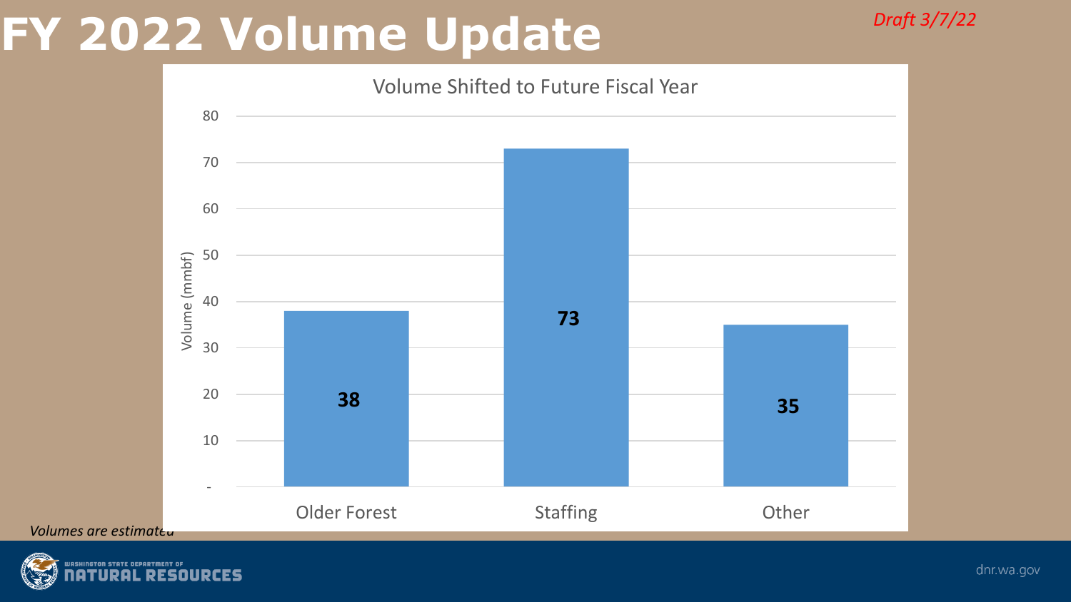# FY 2022 Volume Update

*Draft 3/7/22*

**Volume Shifted to Future Fiscal Year**

| Category | Volume (mmbf) |
| --- | --- |
| Older Forest | 38 |
| Staffing | 73 |
| Other | 35 |

*Volumes are estimated*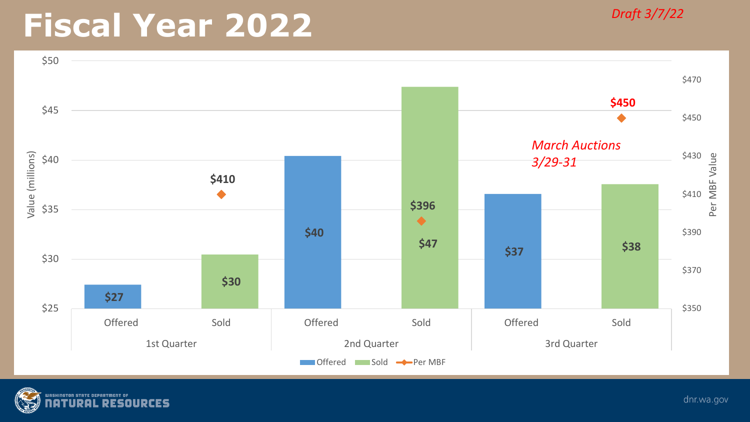# Fiscal Year 2022

*Draft 3/7/22*

| Quarter | Category | Value (millions) | Per MBF Value |
| --- | --- | --- | --- |
| 1st Quarter | Offered | $27 | |
| 1st Quarter | Sold | $30 | $410 |
| 2nd Quarter | Offered | $40 | |
| 2nd Quarter | Sold | $47 | $396 |
| 3rd Quarter | Offered | $37 | |
| 3rd Quarter | Sold | $38 | $450 |

*March Auctions 3/29-31*

Legend: Offered, Sold, Per MBF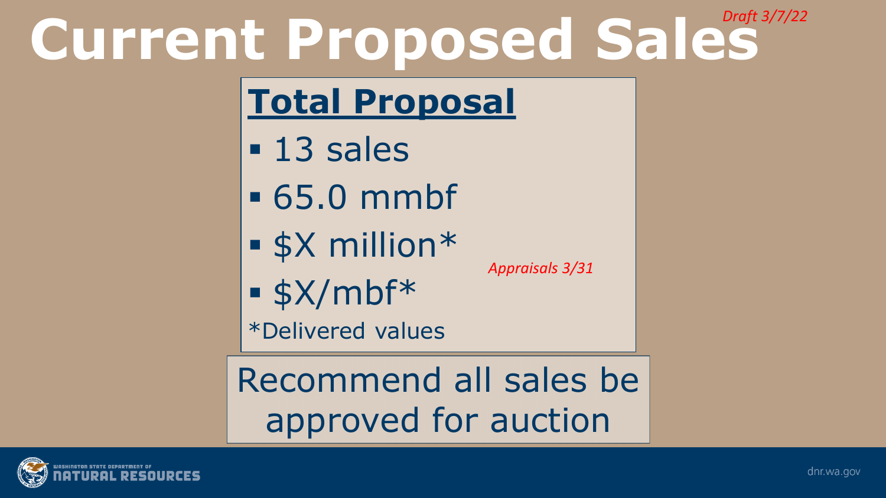*Draft 3/7/22*

# Current Proposed Sales

## Total Proposal

- 13 sales
- 65.0 mmbf
- $X million*
- $X/mbf*

*Appraisals 3/31*

*Delivered values

Recommend all sales be approved for auction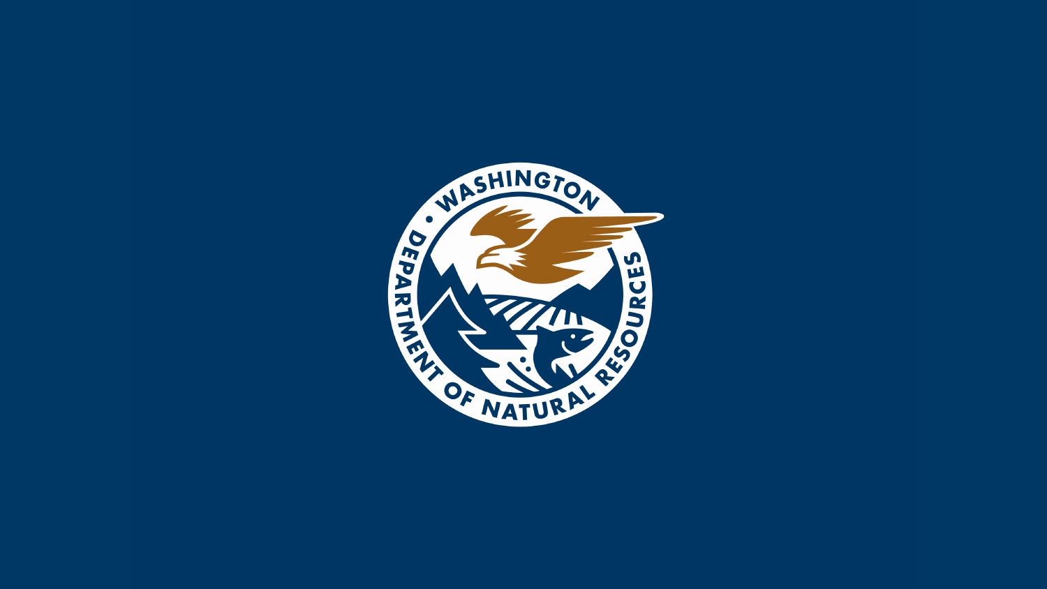WASHINGTON • DEPARTMENT OF NATURAL RESOURCES